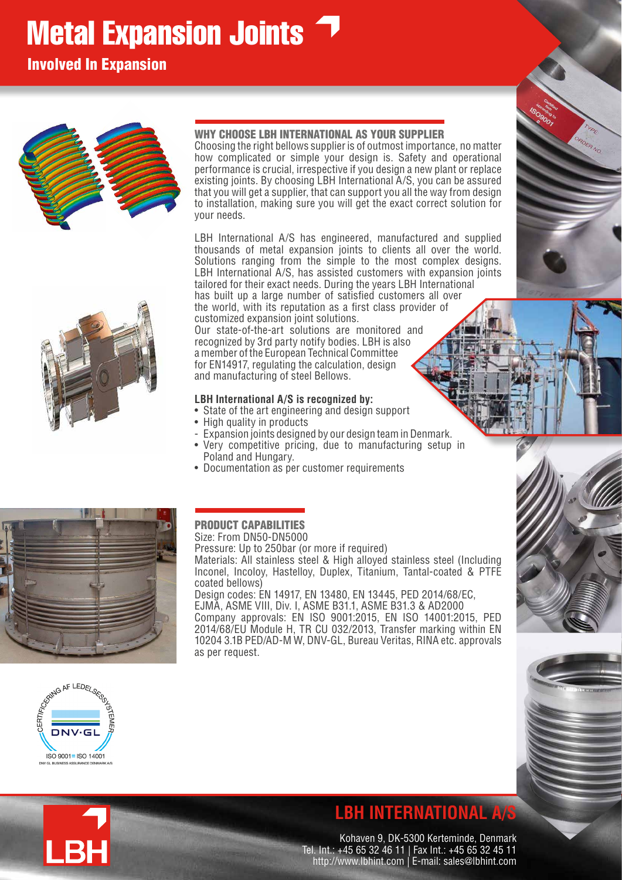# Metal Expansion Joints

## Involved In Expansion

### WHY CHOOSE LBH INTERNATIONAL AS YOUR SUPPLIER

Choosing the right bellows supplier is of outmost importance, no matter how complicated or simple your design is. Safety and operational performance is crucial, irrespective if you design a new plant or replace existing joints. By choosing LBH International A/S, you can be assured that you will get a supplier, that can support you all the way from design to installation, making sure you will get the exact correct solution for your needs.

LBH International A/S has engineered, manufactured and supplied thousands of metal expansion joints to clients all over the world. Solutions ranging from the simple to the most complex designs. LBH International A/S, has assisted customers with expansion joints tailored for their exact needs. During the years LBH International has built up a large number of satisfied customers all over the world, with its reputation as a first class provider of customized expansion joint solutions.

Our state-of-the-art solutions are monitored and recognized by 3rd party notify bodies. LBH is also a member of the European Technical Committee for EN14917, regulating the calculation, design and manufacturing of steel Bellows.

**LBH International A/S is recognized by:**

- State of the art engineering and design support
- High quality in products
- Expansion joints designed by our design team in Denmark.
- Very competitive pricing, due to manufacturing setup in Poland and Hungary.
- Documentation as per customer requirements

### PRODUCT CAPABILITIES

Size: From DN50-DN5000

Pressure: Up to 250bar (or more if required)

Materials: All stainless steel & High alloyed stainless steel (Including Inconel, Incoloy, Hastelloy, Duplex, Titanium, Tantal-coated & PTFE coated bellows)

Design codes: EN 14917, EN 13480, EN 13445, PED 2014/68/EC, EJMA, ASME VIII, Div. I, ASME B31.1, ASME B31.3 & AD2000

Company approvals: EN ISO 9001:2015, EN ISO 14001:2015, PED 2014/68/EU Module H, TR CU 032/2013, Transfer marking within EN 10204 3.1B PED/AD-M W, DNV-GL, Bureau Veritas, RINA etc. approvals as per request.

CERTIFICERING AF LEDELSESSYSTEMER
DNV·GL
ISO 9001 ISO 14001
DNV GL BUSINESS ASSURANCE DENMARK A/S

## LBH INTERNATIONAL A/S

Kohaven 9, DK-5300 Kerteminde, Denmark
Tel. Int.: +45 65 32 46 11 | Fax Int.: +45 65 32 45 11
http://www.lbhint.com | E-mail: sales@lbhint.com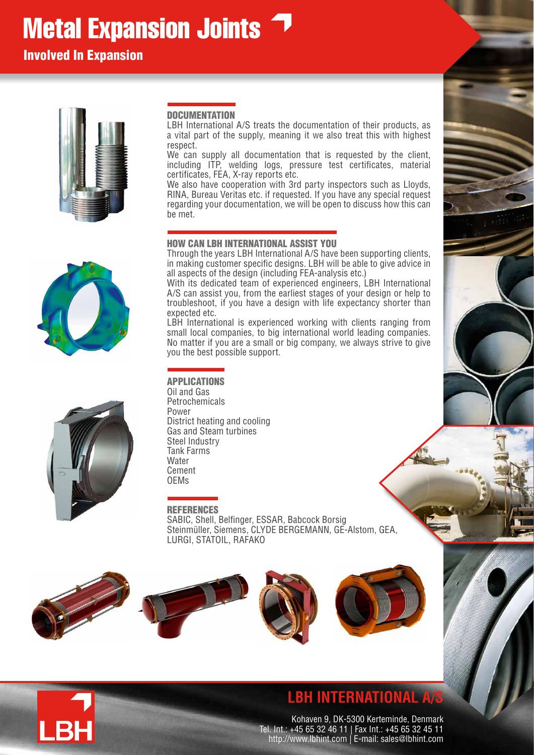# Metal Expansion Joints

## Involved In Expansion

### DOCUMENTATION

LBH International A/S treats the documentation of their products, as a vital part of the supply, meaning it we also treat this with highest respect.

We can supply all documentation that is requested by the client, including ITP, welding logs, pressure test certificates, material certificates, FEA, X-ray reports etc.

We also have cooperation with 3rd party inspectors such as Lloyds, RINA, Bureau Veritas etc. if requested. If you have any special request regarding your documentation, we will be open to discuss how this can be met.

### HOW CAN LBH INTERNATIONAL ASSIST YOU

Through the years LBH International A/S have been supporting clients, in making customer specific designs. LBH will be able to give advice in all aspects of the design (including FEA-analysis etc.)

With its dedicated team of experienced engineers, LBH International A/S can assist you, from the earliest stages of your design or help to troubleshoot, if you have a design with life expectancy shorter than expected etc.

LBH International is experienced working with clients ranging from small local companies, to big international world leading companies. No matter if you are a small or big company, we always strive to give you the best possible support.

### APPLICATIONS

Oil and Gas
Petrochemicals
Power
District heating and cooling
Gas and Steam turbines
Steel Industry
Tank Farms
Water
Cement
OEMs

### REFERENCES

SABIC, Shell, Belfinger, ESSAR, Babcock Borsig
Steinmüller, Siemens, CLYDE BERGEMANN, GE-Alstom, GEA, LURGI, STATOIL, RAFAKO

## LBH INTERNATIONAL A/S

Kohaven 9, DK-5300 Kerteminde, Denmark
Tel. Int.: +45 65 32 46 11 | Fax Int.: +45 65 32 45 11
http://www.lbhint.com | E-mail: sales@lbhint.com